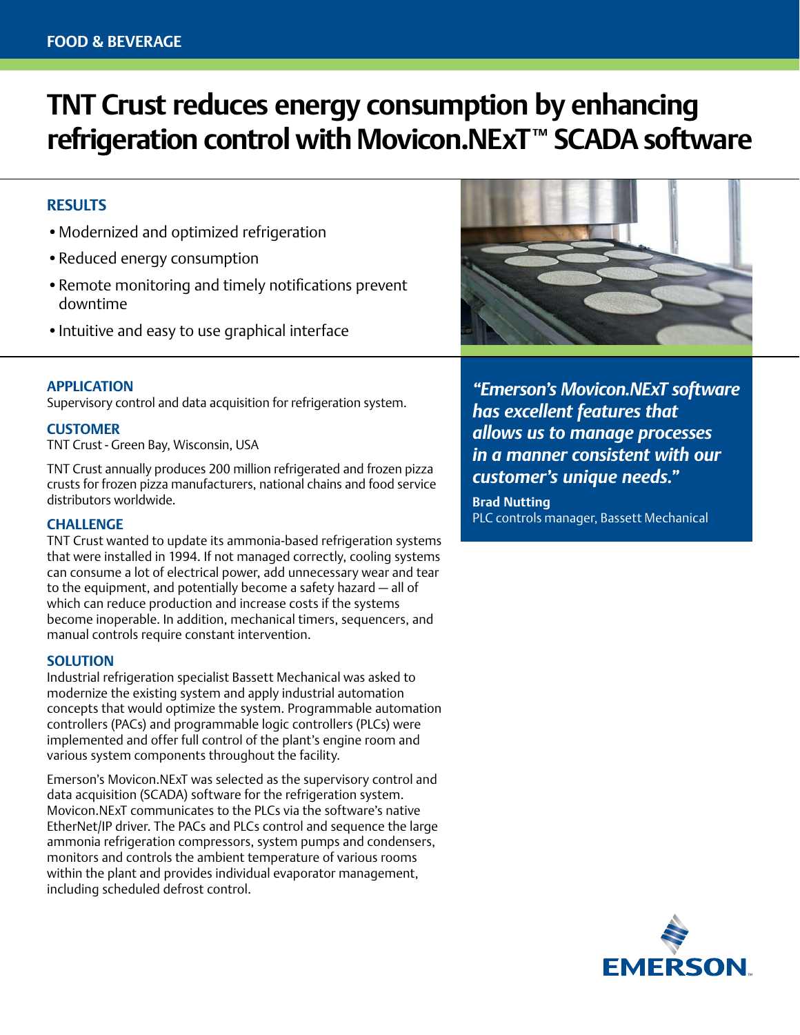FOOD & BEVERAGE

# TNT Crust reduces energy consumption by enhancing refrigeration control with Movicon.NExT™ SCADA software

## RESULTS

- Modernized and optimized refrigeration
- Reduced energy consumption
- Remote monitoring and timely notifications prevent downtime
- Intuitive and easy to use graphical interface

## APPLICATION

Supervisory control and data acquisition for refrigeration system.

## CUSTOMER

TNT Crust - Green Bay, Wisconsin, USA

TNT Crust annually produces 200 million refrigerated and frozen pizza crusts for frozen pizza manufacturers, national chains and food service distributors worldwide.

## CHALLENGE

TNT Crust wanted to update its ammonia-based refrigeration systems that were installed in 1994. If not managed correctly, cooling systems can consume a lot of electrical power, add unnecessary wear and tear to the equipment, and potentially become a safety hazard — all of which can reduce production and increase costs if the systems become inoperable. In addition, mechanical timers, sequencers, and manual controls require constant intervention.

## SOLUTION

Industrial refrigeration specialist Bassett Mechanical was asked to modernize the existing system and apply industrial automation concepts that would optimize the system. Programmable automation controllers (PACs) and programmable logic controllers (PLCs) were implemented and offer full control of the plant's engine room and various system components throughout the facility.

Emerson's Movicon.NExT was selected as the supervisory control and data acquisition (SCADA) software for the refrigeration system. Movicon.NExT communicates to the PLCs via the software's native EtherNet/IP driver. The PACs and PLCs control and sequence the large ammonia refrigeration compressors, system pumps and condensers, monitors and controls the ambient temperature of various rooms within the plant and provides individual evaporator management, including scheduled defrost control.

> ***"Emerson's Movicon.NExT software has excellent features that allows us to manage processes in a manner consistent with our customer's unique needs."***
>
> **Brad Nutting**
> PLC controls manager, Bassett Mechanical

EMERSON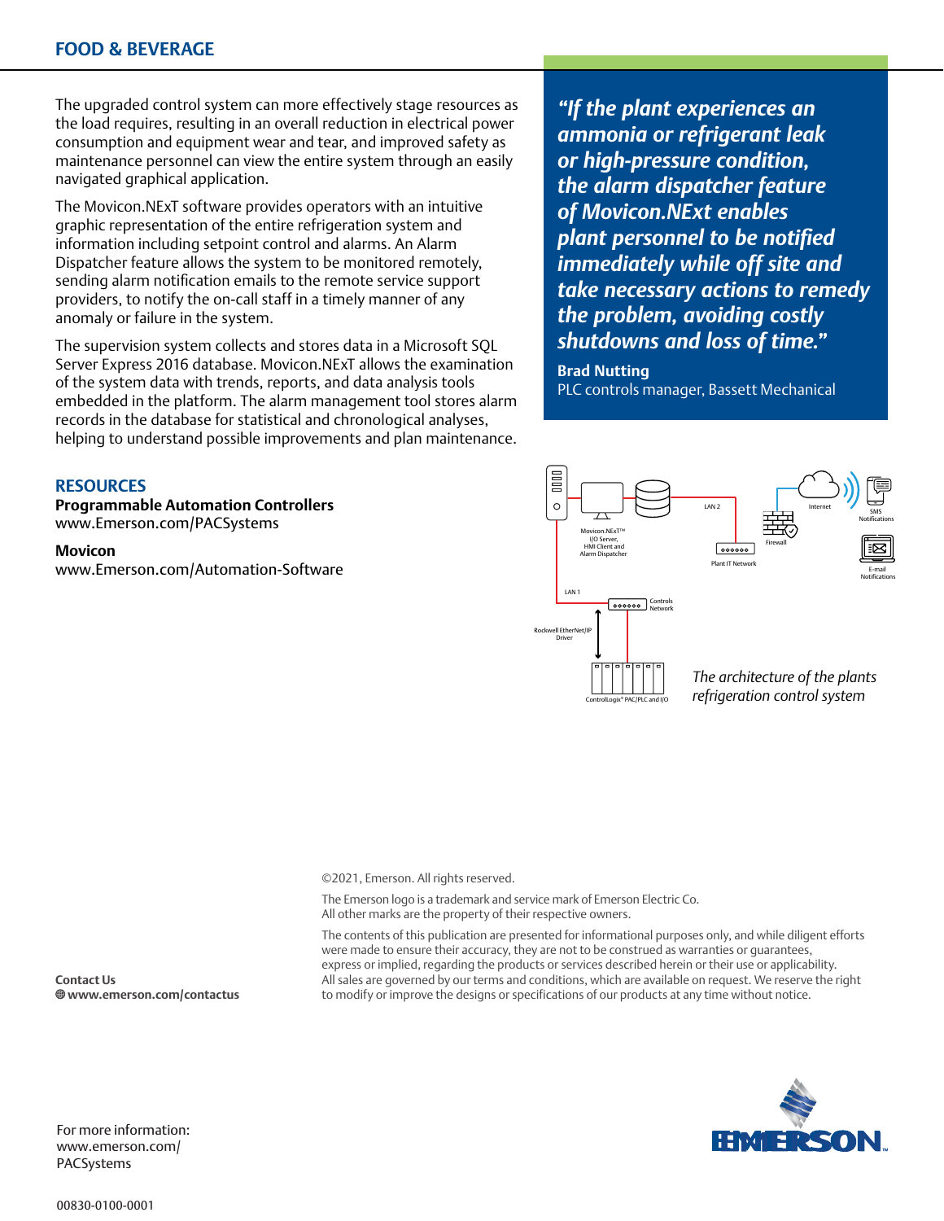The upgraded control system can more effectively stage resources as the load requires, resulting in an overall reduction in electrical power consumption and equipment wear and tear, and improved safety as maintenance personnel can view the entire system through an easily navigated graphical application.

The Movicon.NExT software provides operators with an intuitive graphic representation of the entire refrigeration system and information including setpoint control and alarms. An Alarm Dispatcher feature allows the system to be monitored remotely, sending alarm notification emails to the remote service support providers, to notify the on-call staff in a timely manner of any anomaly or failure in the system.

The supervision system collects and stores data in a Microsoft SQL Server Express 2016 database. Movicon.NExT allows the examination of the system data with trends, reports, and data analysis tools embedded in the platform. The alarm management tool stores alarm records in the database for statistical and chronological analyses, helping to understand possible improvements and plan maintenance.

> ***"If the plant experiences an ammonia or refrigerant leak or high-pressure condition, the alarm dispatcher feature of Movicon.NExt enables plant personnel to be notified immediately while off site and take necessary actions to remedy the problem, avoiding costly shutdowns and loss of time."***
>
> **Brad Nutting**
> PLC controls manager, Bassett Mechanical

## RESOURCES

**Programmable Automation Controllers**
www.Emerson.com/PACSystems

**Movicon**
www.Emerson.com/Automation-Software

Movicon.NExT™ I/O Server, HMI Client and Alarm Dispatcher

LAN 2

Internet

SMS Notifications

Firewall

Plant IT Network

E-mail Notifications

LAN 1

Controls Network

Rockwell EtherNet/IP Driver

ControlLogix® PAC/PLC and I/O

*The architecture of the plants refrigeration control system*

©2021, Emerson. All rights reserved.

The Emerson logo is a trademark and service mark of Emerson Electric Co. All other marks are the property of their respective owners.

The contents of this publication are presented for informational purposes only, and while diligent efforts were made to ensure their accuracy, they are not to be construed as warranties or guarantees, express or implied, regarding the products or services described herein or their use or applicability. All sales are governed by our terms and conditions, which are available on request. We reserve the right to modify or improve the designs or specifications of our products at any time without notice.

**Contact Us**
**www.emerson.com/contactus**

For more information:
www.emerson.com/PACSystems

00830-0100-0001